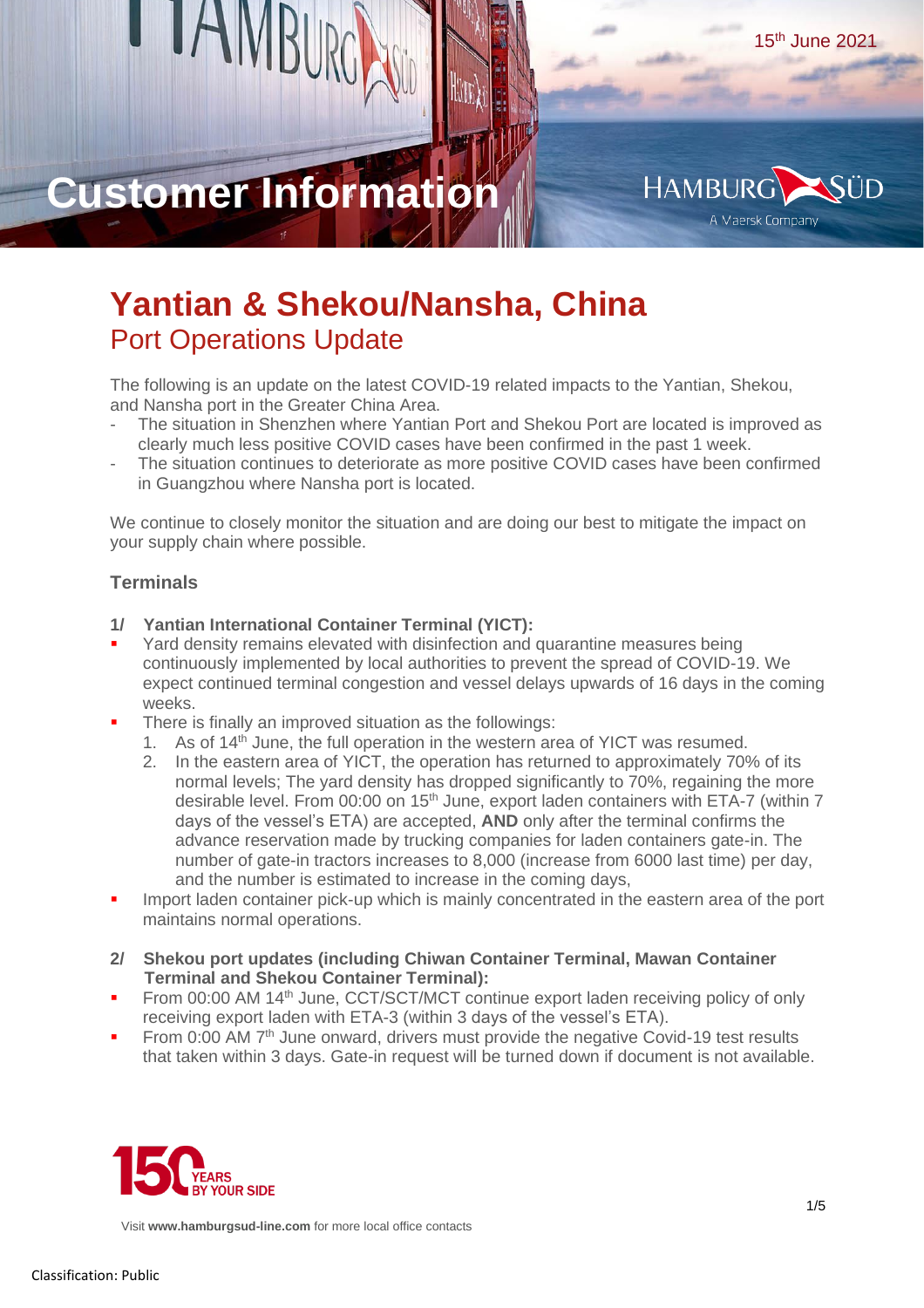15th June 2021

# Customer Information

# Yantian & Shekou/Nansha, China

## Port Operations Update

The following is an update on the latest COVID-19 related impacts to the Yantian, Shekou, and Nansha port in the Greater China Area.

- The situation in Shenzhen where Yantian Port and Shekou Port are located is improved as clearly much less positive COVID cases have been confirmed in the past 1 week.
- The situation continues to deteriorate as more positive COVID cases have been confirmed in Guangzhou where Nansha port is located.

We continue to closely monitor the situation and are doing our best to mitigate the impact on your supply chain where possible.

### Terminals

**1/ Yantian International Container Terminal (YICT):**

- Yard density remains elevated with disinfection and quarantine measures being continuously implemented by local authorities to prevent the spread of COVID-19. We expect continued terminal congestion and vessel delays upwards of 16 days in the coming weeks.
- There is finally an improved situation as the followings:
  1. As of 14th June, the full operation in the western area of YICT was resumed.
  2. In the eastern area of YICT, the operation has returned to approximately 70% of its normal levels; The yard density has dropped significantly to 70%, regaining the more desirable level. From 00:00 on 15th June, export laden containers with ETA-7 (within 7 days of the vessel's ETA) are accepted, **AND** only after the terminal confirms the advance reservation made by trucking companies for laden containers gate-in. The number of gate-in tractors increases to 8,000 (increase from 6000 last time) per day, and the number is estimated to increase in the coming days,
- Import laden container pick-up which is mainly concentrated in the eastern area of the port maintains normal operations.

**2/ Shekou port updates (including Chiwan Container Terminal, Mawan Container Terminal and Shekou Container Terminal):**

- From 00:00 AM 14th June, CCT/SCT/MCT continue export laden receiving policy of only receiving export laden with ETA-3 (within 3 days of the vessel's ETA).
- From 0:00 AM 7th June onward, drivers must provide the negative Covid-19 test results that taken within 3 days. Gate-in request will be turned down if document is not available.

Visit **www.hamburgsud-line.com** for more local office contacts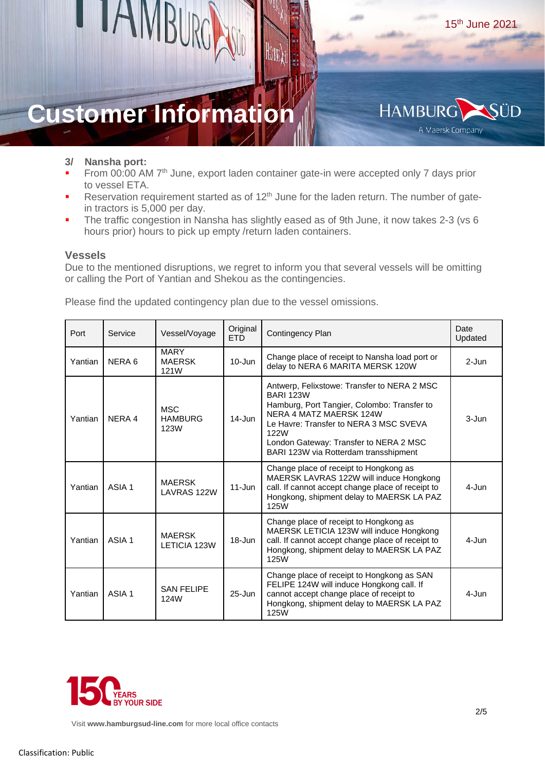### 3/ Nansha port:

- From 00:00 AM 7th June, export laden container gate-in were accepted only 7 days prior to vessel ETA.
- Reservation requirement started as of 12th June for the laden return. The number of gate-in tractors is 5,000 per day.
- The traffic congestion in Nansha has slightly eased as of 9th June, it now takes 2-3 (vs 6 hours prior) hours to pick up empty /return laden containers.

### Vessels

Due to the mentioned disruptions, we regret to inform you that several vessels will be omitting or calling the Port of Yantian and Shekou as the contingencies.

Please find the updated contingency plan due to the vessel omissions.

| Port | Service | Vessel/Voyage | Original ETD | Contingency Plan | Date Updated |
|---|---|---|---|---|---|
| Yantian | NERA 6 | MARY MAERSK 121W | 10-Jun | Change place of receipt to Nansha load port or delay to NERA 6 MARITA MERSK 120W | 2-Jun |
| Yantian | NERA 4 | MSC HAMBURG 123W | 14-Jun | Antwerp, Felixstowe: Transfer to NERA 2 MSC BARI 123W<br>Hamburg, Port Tangier, Colombo: Transfer to NERA 4 MATZ MAERSK 124W<br>Le Havre: Transfer to NERA 3 MSC SVEVA 122W<br>London Gateway: Transfer to NERA 2 MSC BARI 123W via Rotterdam transshipment | 3-Jun |
| Yantian | ASIA 1 | MAERSK LAVRAS 122W | 11-Jun | Change place of receipt to Hongkong as MAERSK LAVRAS 122W will induce Hongkong call. If cannot accept change place of receipt to Hongkong, shipment delay to MAERSK LA PAZ 125W | 4-Jun |
| Yantian | ASIA 1 | MAERSK LETICIA 123W | 18-Jun | Change place of receipt to Hongkong as MAERSK LETICIA 123W will induce Hongkong call. If cannot accept change place of receipt to Hongkong, shipment delay to MAERSK LA PAZ 125W | 4-Jun |
| Yantian | ASIA 1 | SAN FELIPE 124W | 25-Jun | Change place of receipt to Hongkong as SAN FELIPE 124W will induce Hongkong call. If cannot accept change place of receipt to Hongkong, shipment delay to MAERSK LA PAZ 125W | 4-Jun |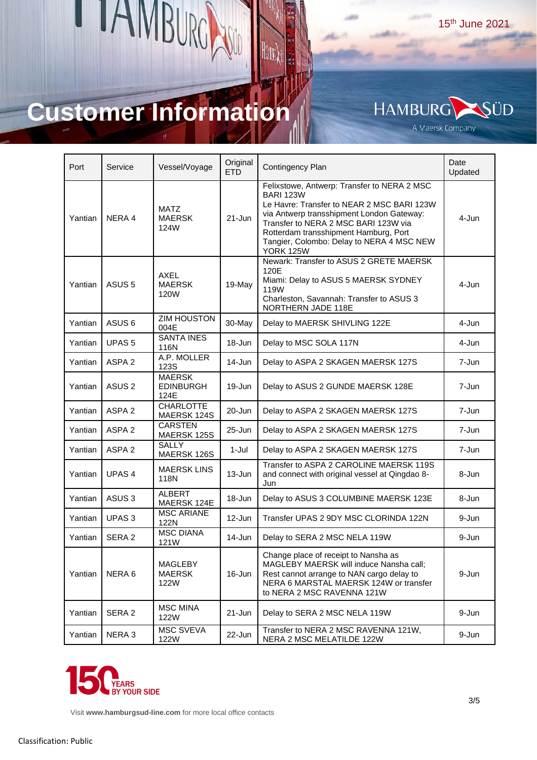15th June 2021

# Customer Information

| Port | Service | Vessel/Voyage | Original ETD | Contingency Plan | Date Updated |
|---|---|---|---|---|---|
| Yantian | NERA 4 | MATZ MAERSK 124W | 21-Jun | Felixstowe, Antwerp: Transfer to NERA 2 MSC BARI 123W<br>Le Havre: Transfer to NEAR 2 MSC BARI 123W via Antwerp transshipment London Gateway: Transfer to NERA 2 MSC BARI 123W via Rotterdam transshipment Hamburg, Port Tangier, Colombo: Delay to NERA 4 MSC NEW YORK 125W | 4-Jun |
| Yantian | ASUS 5 | AXEL MAERSK 120W | 19-May | Newark: Transfer to ASUS 2 GRETE MAERSK 120E<br>Miami: Delay to ASUS 5 MAERSK SYDNEY 119W<br>Charleston, Savannah: Transfer to ASUS 3 NORTHERN JADE 118E | 4-Jun |
| Yantian | ASUS 6 | ZIM HOUSTON 004E | 30-May | Delay to MAERSK SHIVLING 122E | 4-Jun |
| Yantian | UPAS 5 | SANTA INES 116N | 18-Jun | Delay to MSC SOLA 117N | 4-Jun |
| Yantian | ASPA 2 | A.P. MOLLER 123S | 14-Jun | Delay to ASPA 2 SKAGEN MAERSK 127S | 7-Jun |
| Yantian | ASUS 2 | MAERSK EDINBURGH 124E | 19-Jun | Delay to ASUS 2 GUNDE MAERSK 128E | 7-Jun |
| Yantian | ASPA 2 | CHARLOTTE MAERSK 124S | 20-Jun | Delay to ASPA 2 SKAGEN MAERSK 127S | 7-Jun |
| Yantian | ASPA 2 | CARSTEN MAERSK 125S | 25-Jun | Delay to ASPA 2 SKAGEN MAERSK 127S | 7-Jun |
| Yantian | ASPA 2 | SALLY MAERSK 126S | 1-Jul | Delay to ASPA 2 SKAGEN MAERSK 127S | 7-Jun |
| Yantian | UPAS 4 | MAERSK LINS 118N | 13-Jun | Transfer to ASPA 2 CAROLINE MAERSK 119S and connect with original vessel at Qingdao 8-Jun | 8-Jun |
| Yantian | ASUS 3 | ALBERT MAERSK 124E | 18-Jun | Delay to ASUS 3 COLUMBINE MAERSK 123E | 8-Jun |
| Yantian | UPAS 3 | MSC ARIANE 122N | 12-Jun | Transfer UPAS 2 9DY MSC CLORINDA 122N | 9-Jun |
| Yantian | SERA 2 | MSC DIANA 121W | 14-Jun | Delay to SERA 2 MSC NELA 119W | 9-Jun |
| Yantian | NERA 6 | MAGLEBY MAERSK 122W | 16-Jun | Change place of receipt to Nansha as MAGLEBY MAERSK will induce Nansha call; Rest cannot arrange to NAN cargo delay to NERA 6 MARSTAL MAERSK 124W or transfer to NERA 2 MSC RAVENNA 121W | 9-Jun |
| Yantian | SERA 2 | MSC MINA 122W | 21-Jun | Delay to SERA 2 MSC NELA 119W | 9-Jun |
| Yantian | NERA 3 | MSC SVEVA 122W | 22-Jun | Transfer to NERA 2 MSC RAVENNA 121W, NERA 2 MSC MELATILDE 122W | 9-Jun |

Visit **www.hamburgsud-line.com** for more local office contacts

Classification: Public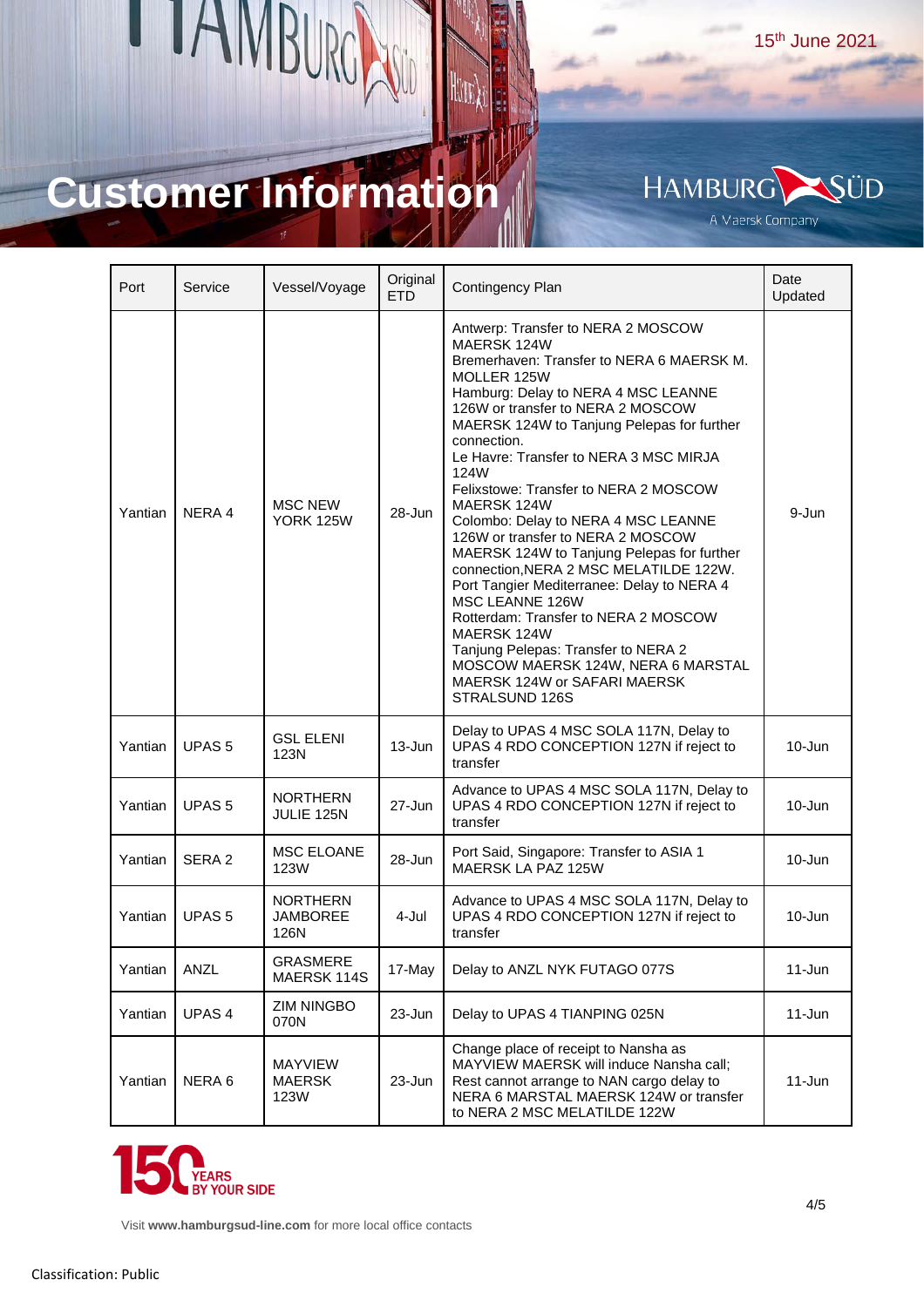15th June 2021

# Customer Information

| Port | Service | Vessel/Voyage | Original ETD | Contingency Plan | Date Updated |
|---|---|---|---|---|---|
| Yantian | NERA 4 | MSC NEW YORK 125W | 28-Jun | Antwerp: Transfer to NERA 2 MOSCOW MAERSK 124W<br>Bremerhaven: Transfer to NERA 6 MAERSK M. MOLLER 125W<br>Hamburg: Delay to NERA 4 MSC LEANNE 126W or transfer to NERA 2 MOSCOW MAERSK 124W to Tanjung Pelepas for further connection.<br>Le Havre: Transfer to NERA 3 MSC MIRJA 124W<br>Felixstowe: Transfer to NERA 2 MOSCOW MAERSK 124W<br>Colombo: Delay to NERA 4 MSC LEANNE 126W or transfer to NERA 2 MOSCOW MAERSK 124W to Tanjung Pelepas for further connection,NERA 2 MSC MELATILDE 122W.<br>Port Tangier Mediterranee: Delay to NERA 4 MSC LEANNE 126W<br>Rotterdam: Transfer to NERA 2 MOSCOW MAERSK 124W<br>Tanjung Pelepas: Transfer to NERA 2 MOSCOW MAERSK 124W, NERA 6 MARSTAL MAERSK 124W or SAFARI MAERSK STRALSUND 126S | 9-Jun |
| Yantian | UPAS 5 | GSL ELENI 123N | 13-Jun | Delay to UPAS 4 MSC SOLA 117N, Delay to UPAS 4 RDO CONCEPTION 127N if reject to transfer | 10-Jun |
| Yantian | UPAS 5 | NORTHERN JULIE 125N | 27-Jun | Advance to UPAS 4 MSC SOLA 117N, Delay to UPAS 4 RDO CONCEPTION 127N if reject to transfer | 10-Jun |
| Yantian | SERA 2 | MSC ELOANE 123W | 28-Jun | Port Said, Singapore: Transfer to ASIA 1 MAERSK LA PAZ 125W | 10-Jun |
| Yantian | UPAS 5 | NORTHERN JAMBOREE 126N | 4-Jul | Advance to UPAS 4 MSC SOLA 117N, Delay to UPAS 4 RDO CONCEPTION 127N if reject to transfer | 10-Jun |
| Yantian | ANZL | GRASMERE MAERSK 114S | 17-May | Delay to ANZL NYK FUTAGO 077S | 11-Jun |
| Yantian | UPAS 4 | ZIM NINGBO 070N | 23-Jun | Delay to UPAS 4 TIANPING 025N | 11-Jun |
| Yantian | NERA 6 | MAYVIEW MAERSK 123W | 23-Jun | Change place of receipt to Nansha as MAYVIEW MAERSK will induce Nansha call; Rest cannot arrange to NAN cargo delay to NERA 6 MARSTAL MAERSK 124W or transfer to NERA 2 MSC MELATILDE 122W | 11-Jun |

Visit **www.hamburgsud-line.com** for more local office contacts

Classification: Public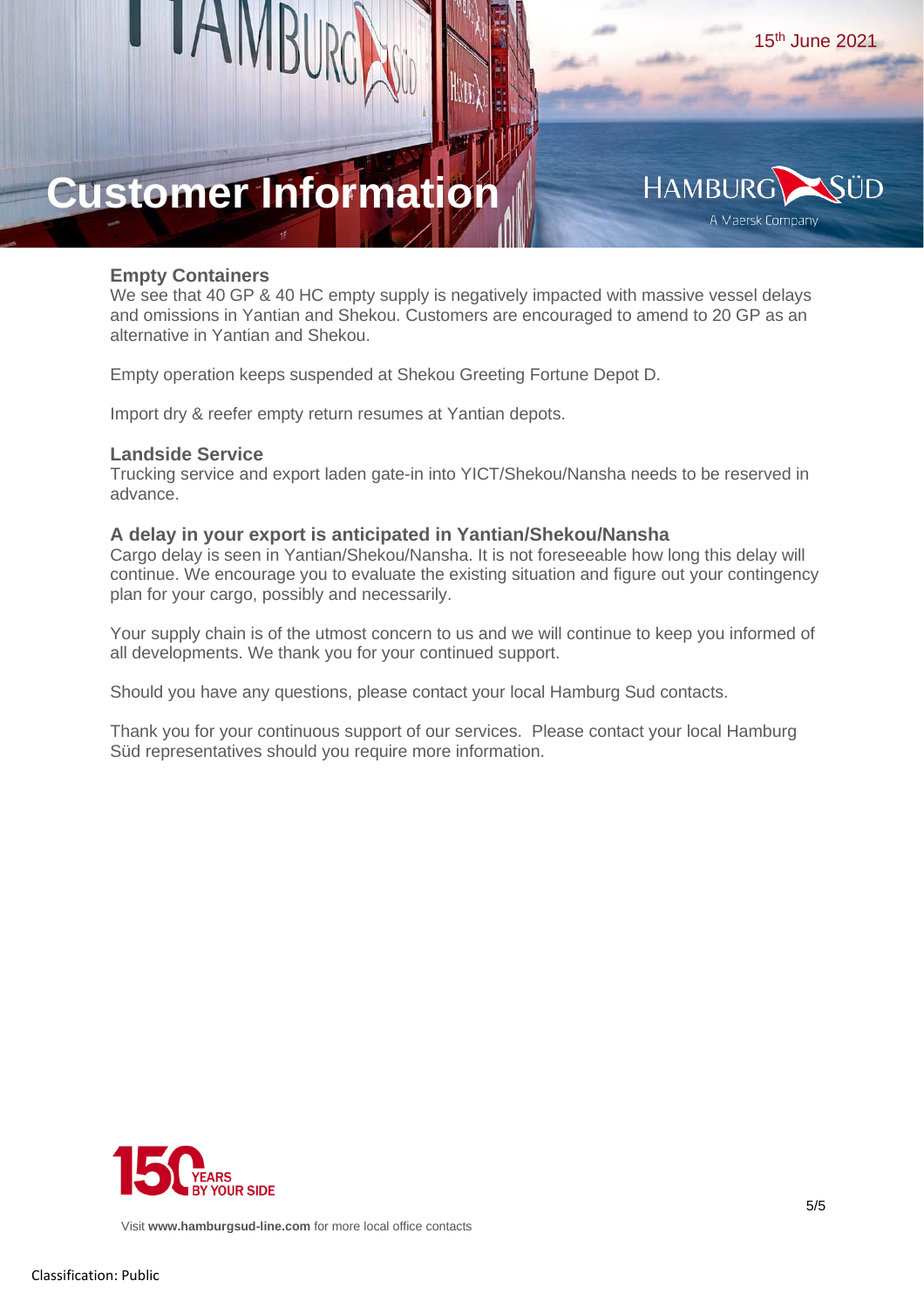15th June 2021

# Customer Information

## Empty Containers

We see that 40 GP & 40 HC empty supply is negatively impacted with massive vessel delays and omissions in Yantian and Shekou. Customers are encouraged to amend to 20 GP as an alternative in Yantian and Shekou.

Empty operation keeps suspended at Shekou Greeting Fortune Depot D.

Import dry & reefer empty return resumes at Yantian depots.

## Landside Service

Trucking service and export laden gate-in into YICT/Shekou/Nansha needs to be reserved in advance.

## A delay in your export is anticipated in Yantian/Shekou/Nansha

Cargo delay is seen in Yantian/Shekou/Nansha. It is not foreseeable how long this delay will continue. We encourage you to evaluate the existing situation and figure out your contingency plan for your cargo, possibly and necessarily.

Your supply chain is of the utmost concern to us and we will continue to keep you informed of all developments. We thank you for your continued support.

Should you have any questions, please contact your local Hamburg Sud contacts.

Thank you for your continuous support of our services. Please contact your local Hamburg Süd representatives should you require more information.

Visit **www.hamburgsud-line.com** for more local office contacts

Classification: Public